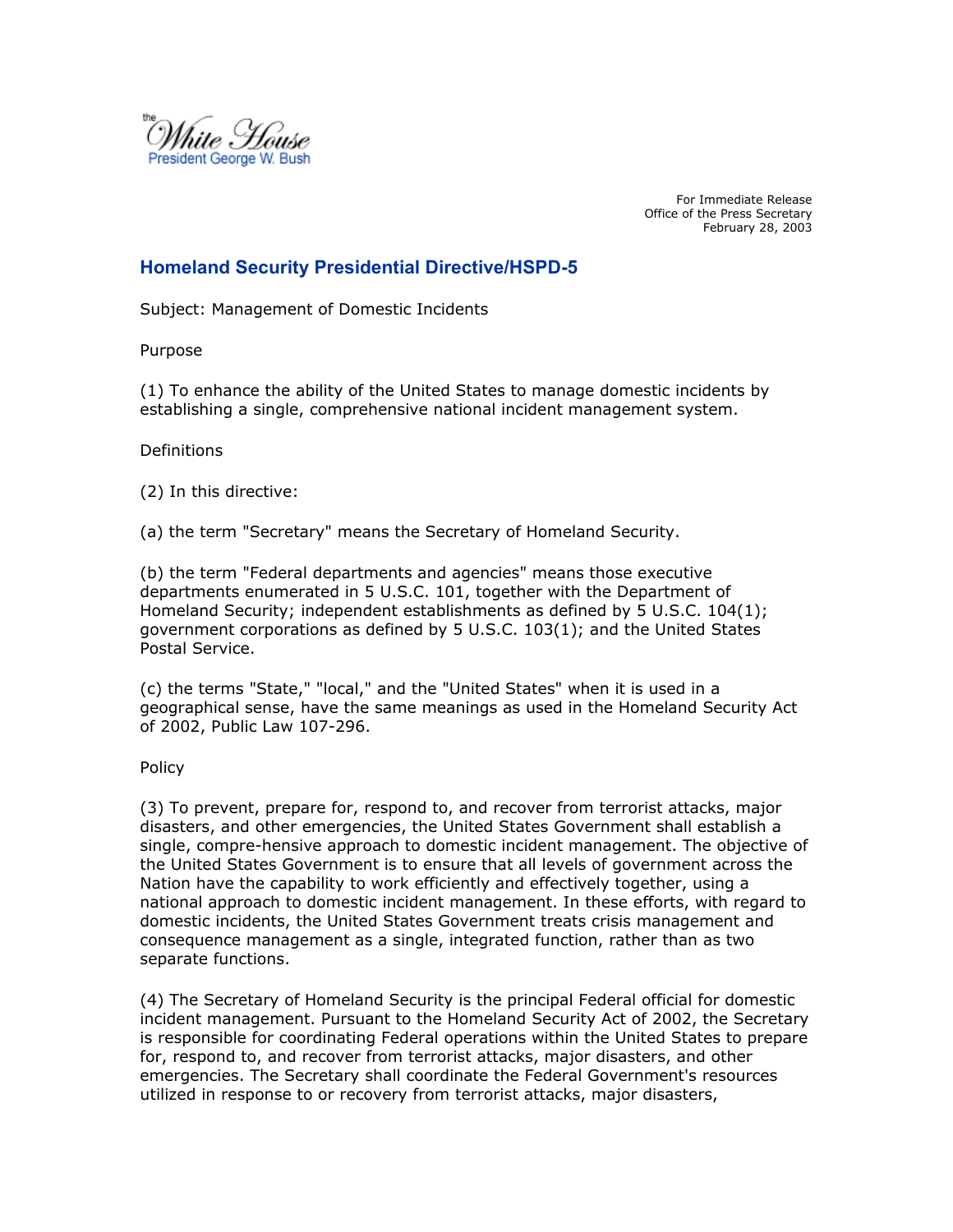the White House
President George W. Bush

For Immediate Release
Office of the Press Secretary
February 28, 2003

# Homeland Security Presidential Directive/HSPD-5

Subject: Management of Domestic Incidents

Purpose

(1) To enhance the ability of the United States to manage domestic incidents by establishing a single, comprehensive national incident management system.

Definitions

(2) In this directive:

(a) the term "Secretary" means the Secretary of Homeland Security.

(b) the term "Federal departments and agencies" means those executive departments enumerated in 5 U.S.C. 101, together with the Department of Homeland Security; independent establishments as defined by 5 U.S.C. 104(1); government corporations as defined by 5 U.S.C. 103(1); and the United States Postal Service.

(c) the terms "State," "local," and the "United States" when it is used in a geographical sense, have the same meanings as used in the Homeland Security Act of 2002, Public Law 107-296.

Policy

(3) To prevent, prepare for, respond to, and recover from terrorist attacks, major disasters, and other emergencies, the United States Government shall establish a single, compre-hensive approach to domestic incident management. The objective of the United States Government is to ensure that all levels of government across the Nation have the capability to work efficiently and effectively together, using a national approach to domestic incident management. In these efforts, with regard to domestic incidents, the United States Government treats crisis management and consequence management as a single, integrated function, rather than as two separate functions.

(4) The Secretary of Homeland Security is the principal Federal official for domestic incident management. Pursuant to the Homeland Security Act of 2002, the Secretary is responsible for coordinating Federal operations within the United States to prepare for, respond to, and recover from terrorist attacks, major disasters, and other emergencies. The Secretary shall coordinate the Federal Government's resources utilized in response to or recovery from terrorist attacks, major disasters,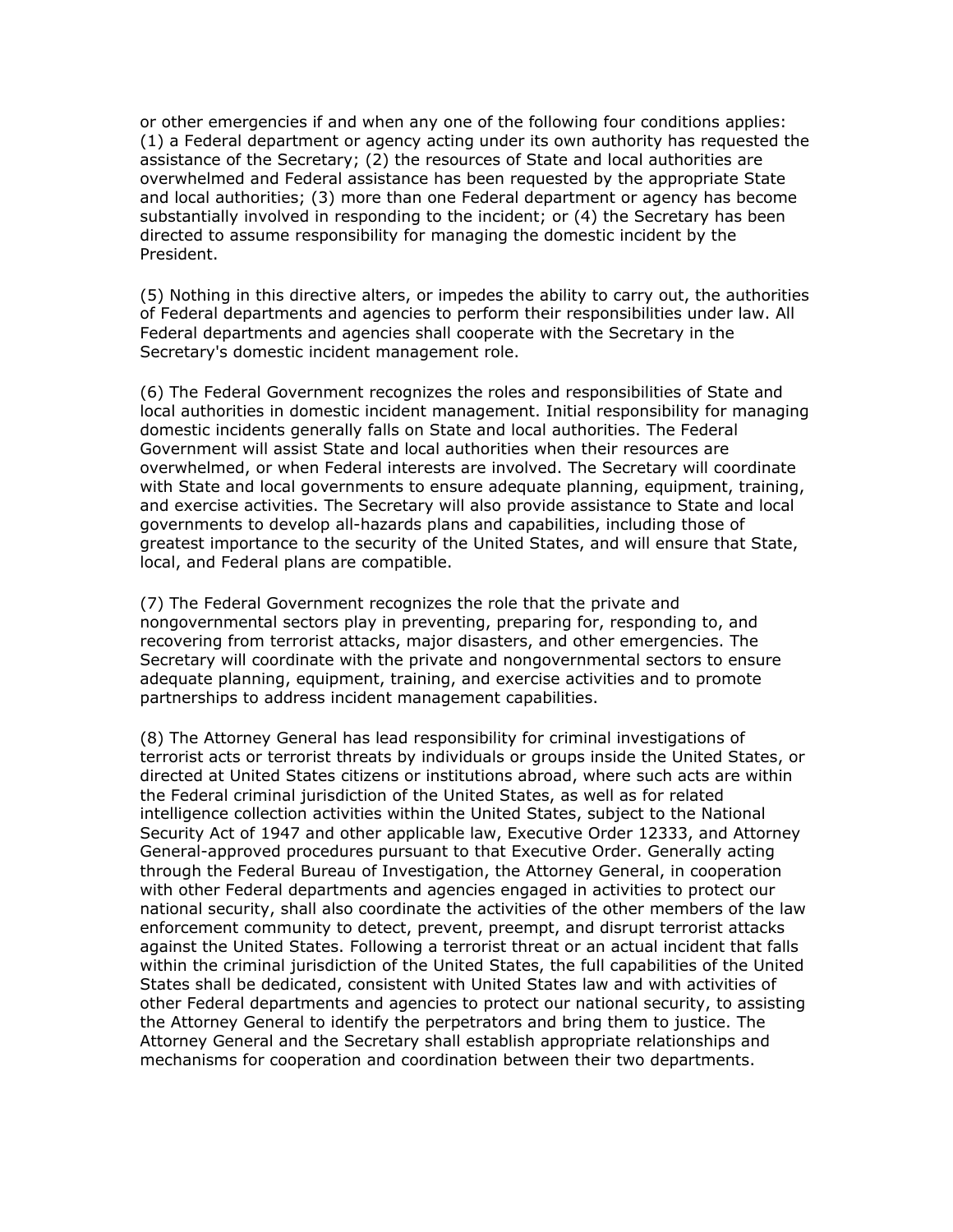or other emergencies if and when any one of the following four conditions applies: (1) a Federal department or agency acting under its own authority has requested the assistance of the Secretary; (2) the resources of State and local authorities are overwhelmed and Federal assistance has been requested by the appropriate State and local authorities; (3) more than one Federal department or agency has become substantially involved in responding to the incident; or (4) the Secretary has been directed to assume responsibility for managing the domestic incident by the President.

(5) Nothing in this directive alters, or impedes the ability to carry out, the authorities of Federal departments and agencies to perform their responsibilities under law. All Federal departments and agencies shall cooperate with the Secretary in the Secretary's domestic incident management role.

(6) The Federal Government recognizes the roles and responsibilities of State and local authorities in domestic incident management. Initial responsibility for managing domestic incidents generally falls on State and local authorities. The Federal Government will assist State and local authorities when their resources are overwhelmed, or when Federal interests are involved. The Secretary will coordinate with State and local governments to ensure adequate planning, equipment, training, and exercise activities. The Secretary will also provide assistance to State and local governments to develop all-hazards plans and capabilities, including those of greatest importance to the security of the United States, and will ensure that State, local, and Federal plans are compatible.

(7) The Federal Government recognizes the role that the private and nongovernmental sectors play in preventing, preparing for, responding to, and recovering from terrorist attacks, major disasters, and other emergencies. The Secretary will coordinate with the private and nongovernmental sectors to ensure adequate planning, equipment, training, and exercise activities and to promote partnerships to address incident management capabilities.

(8) The Attorney General has lead responsibility for criminal investigations of terrorist acts or terrorist threats by individuals or groups inside the United States, or directed at United States citizens or institutions abroad, where such acts are within the Federal criminal jurisdiction of the United States, as well as for related intelligence collection activities within the United States, subject to the National Security Act of 1947 and other applicable law, Executive Order 12333, and Attorney General-approved procedures pursuant to that Executive Order. Generally acting through the Federal Bureau of Investigation, the Attorney General, in cooperation with other Federal departments and agencies engaged in activities to protect our national security, shall also coordinate the activities of the other members of the law enforcement community to detect, prevent, preempt, and disrupt terrorist attacks against the United States. Following a terrorist threat or an actual incident that falls within the criminal jurisdiction of the United States, the full capabilities of the United States shall be dedicated, consistent with United States law and with activities of other Federal departments and agencies to protect our national security, to assisting the Attorney General to identify the perpetrators and bring them to justice. The Attorney General and the Secretary shall establish appropriate relationships and mechanisms for cooperation and coordination between their two departments.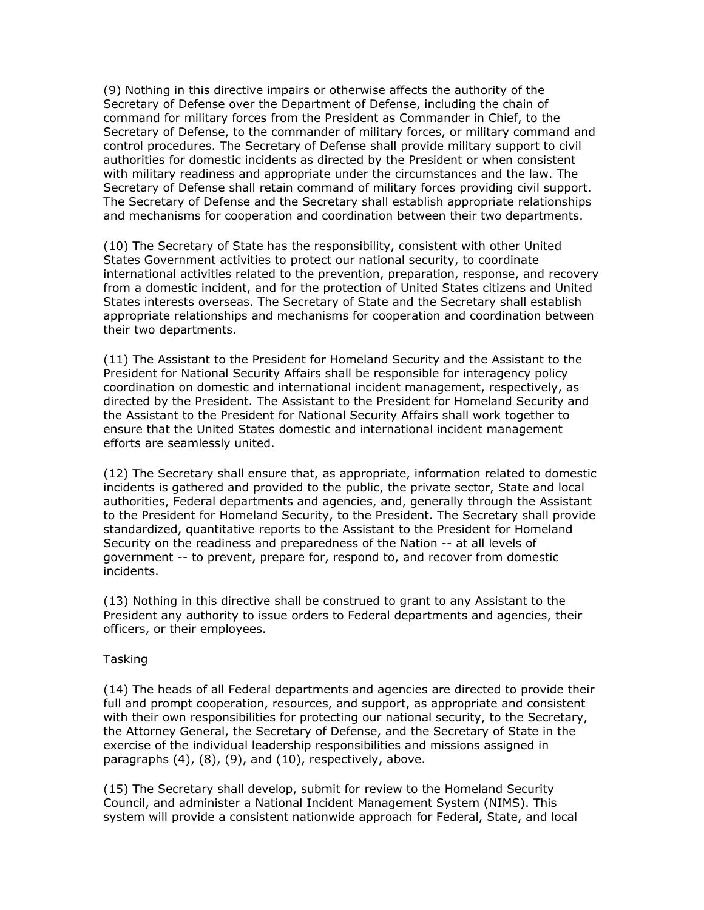(9) Nothing in this directive impairs or otherwise affects the authority of the Secretary of Defense over the Department of Defense, including the chain of command for military forces from the President as Commander in Chief, to the Secretary of Defense, to the commander of military forces, or military command and control procedures. The Secretary of Defense shall provide military support to civil authorities for domestic incidents as directed by the President or when consistent with military readiness and appropriate under the circumstances and the law. The Secretary of Defense shall retain command of military forces providing civil support. The Secretary of Defense and the Secretary shall establish appropriate relationships and mechanisms for cooperation and coordination between their two departments.

(10) The Secretary of State has the responsibility, consistent with other United States Government activities to protect our national security, to coordinate international activities related to the prevention, preparation, response, and recovery from a domestic incident, and for the protection of United States citizens and United States interests overseas. The Secretary of State and the Secretary shall establish appropriate relationships and mechanisms for cooperation and coordination between their two departments.

(11) The Assistant to the President for Homeland Security and the Assistant to the President for National Security Affairs shall be responsible for interagency policy coordination on domestic and international incident management, respectively, as directed by the President. The Assistant to the President for Homeland Security and the Assistant to the President for National Security Affairs shall work together to ensure that the United States domestic and international incident management efforts are seamlessly united.

(12) The Secretary shall ensure that, as appropriate, information related to domestic incidents is gathered and provided to the public, the private sector, State and local authorities, Federal departments and agencies, and, generally through the Assistant to the President for Homeland Security, to the President. The Secretary shall provide standardized, quantitative reports to the Assistant to the President for Homeland Security on the readiness and preparedness of the Nation -- at all levels of government -- to prevent, prepare for, respond to, and recover from domestic incidents.

(13) Nothing in this directive shall be construed to grant to any Assistant to the President any authority to issue orders to Federal departments and agencies, their officers, or their employees.

Tasking

(14) The heads of all Federal departments and agencies are directed to provide their full and prompt cooperation, resources, and support, as appropriate and consistent with their own responsibilities for protecting our national security, to the Secretary, the Attorney General, the Secretary of Defense, and the Secretary of State in the exercise of the individual leadership responsibilities and missions assigned in paragraphs (4), (8), (9), and (10), respectively, above.

(15) The Secretary shall develop, submit for review to the Homeland Security Council, and administer a National Incident Management System (NIMS). This system will provide a consistent nationwide approach for Federal, State, and local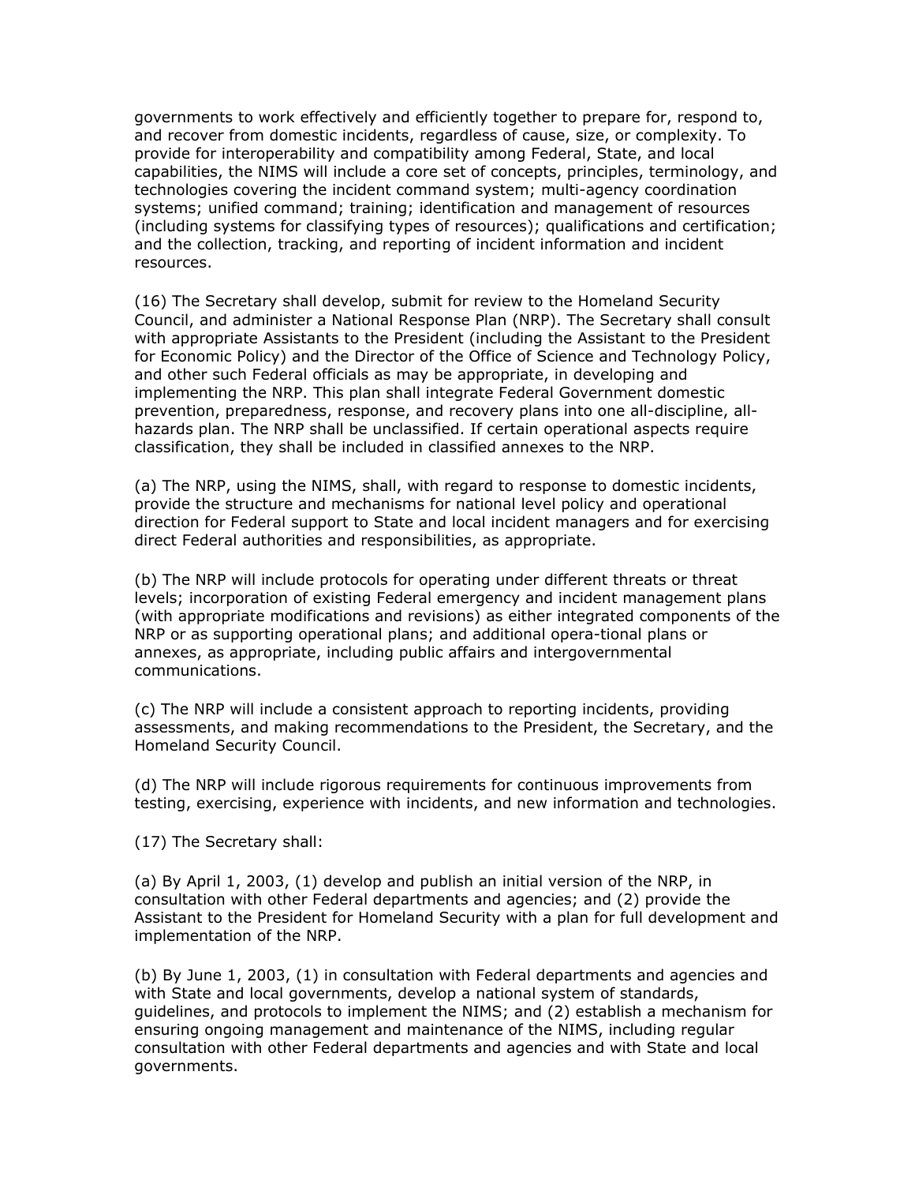governments to work effectively and efficiently together to prepare for, respond to, and recover from domestic incidents, regardless of cause, size, or complexity. To provide for interoperability and compatibility among Federal, State, and local capabilities, the NIMS will include a core set of concepts, principles, terminology, and technologies covering the incident command system; multi-agency coordination systems; unified command; training; identification and management of resources (including systems for classifying types of resources); qualifications and certification; and the collection, tracking, and reporting of incident information and incident resources.

(16) The Secretary shall develop, submit for review to the Homeland Security Council, and administer a National Response Plan (NRP). The Secretary shall consult with appropriate Assistants to the President (including the Assistant to the President for Economic Policy) and the Director of the Office of Science and Technology Policy, and other such Federal officials as may be appropriate, in developing and implementing the NRP. This plan shall integrate Federal Government domestic prevention, preparedness, response, and recovery plans into one all-discipline, all-hazards plan. The NRP shall be unclassified. If certain operational aspects require classification, they shall be included in classified annexes to the NRP.

(a) The NRP, using the NIMS, shall, with regard to response to domestic incidents, provide the structure and mechanisms for national level policy and operational direction for Federal support to State and local incident managers and for exercising direct Federal authorities and responsibilities, as appropriate.

(b) The NRP will include protocols for operating under different threats or threat levels; incorporation of existing Federal emergency and incident management plans (with appropriate modifications and revisions) as either integrated components of the NRP or as supporting operational plans; and additional opera-tional plans or annexes, as appropriate, including public affairs and intergovernmental communications.

(c) The NRP will include a consistent approach to reporting incidents, providing assessments, and making recommendations to the President, the Secretary, and the Homeland Security Council.

(d) The NRP will include rigorous requirements for continuous improvements from testing, exercising, experience with incidents, and new information and technologies.

(17) The Secretary shall:

(a) By April 1, 2003, (1) develop and publish an initial version of the NRP, in consultation with other Federal departments and agencies; and (2) provide the Assistant to the President for Homeland Security with a plan for full development and implementation of the NRP.

(b) By June 1, 2003, (1) in consultation with Federal departments and agencies and with State and local governments, develop a national system of standards, guidelines, and protocols to implement the NIMS; and (2) establish a mechanism for ensuring ongoing management and maintenance of the NIMS, including regular consultation with other Federal departments and agencies and with State and local governments.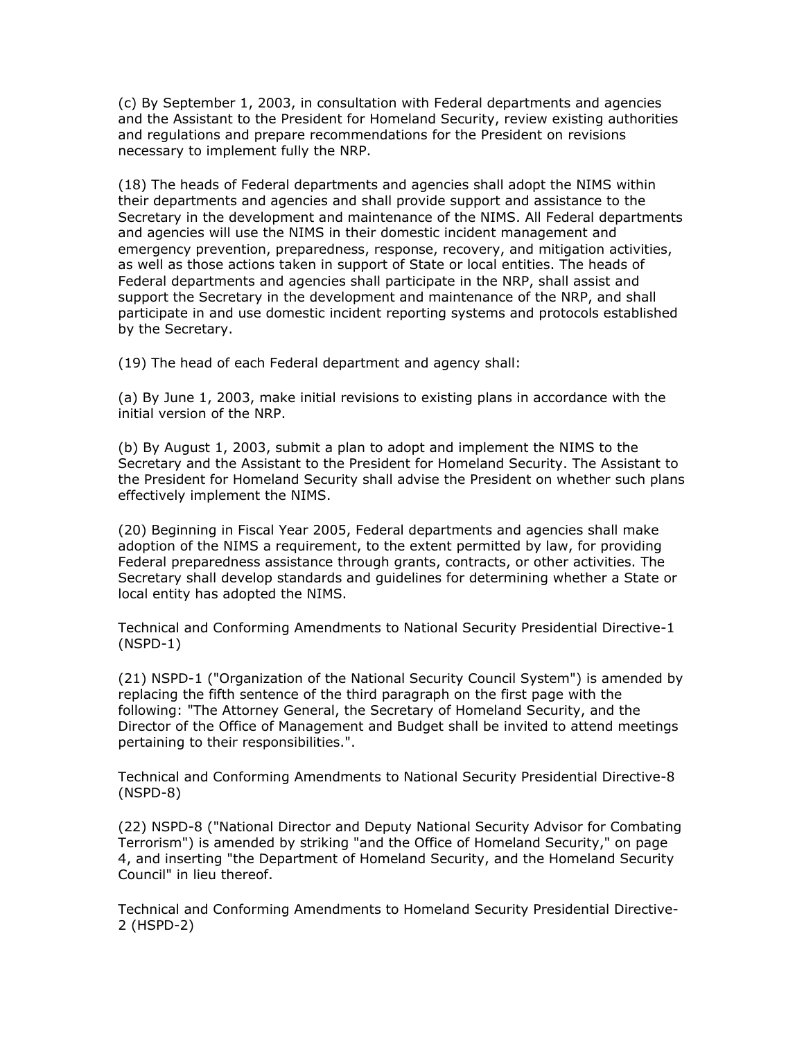(c) By September 1, 2003, in consultation with Federal departments and agencies and the Assistant to the President for Homeland Security, review existing authorities and regulations and prepare recommendations for the President on revisions necessary to implement fully the NRP.

(18) The heads of Federal departments and agencies shall adopt the NIMS within their departments and agencies and shall provide support and assistance to the Secretary in the development and maintenance of the NIMS. All Federal departments and agencies will use the NIMS in their domestic incident management and emergency prevention, preparedness, response, recovery, and mitigation activities, as well as those actions taken in support of State or local entities. The heads of Federal departments and agencies shall participate in the NRP, shall assist and support the Secretary in the development and maintenance of the NRP, and shall participate in and use domestic incident reporting systems and protocols established by the Secretary.

(19) The head of each Federal department and agency shall:

(a) By June 1, 2003, make initial revisions to existing plans in accordance with the initial version of the NRP.

(b) By August 1, 2003, submit a plan to adopt and implement the NIMS to the Secretary and the Assistant to the President for Homeland Security. The Assistant to the President for Homeland Security shall advise the President on whether such plans effectively implement the NIMS.

(20) Beginning in Fiscal Year 2005, Federal departments and agencies shall make adoption of the NIMS a requirement, to the extent permitted by law, for providing Federal preparedness assistance through grants, contracts, or other activities. The Secretary shall develop standards and guidelines for determining whether a State or local entity has adopted the NIMS.

Technical and Conforming Amendments to National Security Presidential Directive-1 (NSPD-1)

(21) NSPD-1 ("Organization of the National Security Council System") is amended by replacing the fifth sentence of the third paragraph on the first page with the following: "The Attorney General, the Secretary of Homeland Security, and the Director of the Office of Management and Budget shall be invited to attend meetings pertaining to their responsibilities.".

Technical and Conforming Amendments to National Security Presidential Directive-8 (NSPD-8)

(22) NSPD-8 ("National Director and Deputy National Security Advisor for Combating Terrorism") is amended by striking "and the Office of Homeland Security," on page 4, and inserting "the Department of Homeland Security, and the Homeland Security Council" in lieu thereof.

Technical and Conforming Amendments to Homeland Security Presidential Directive-2 (HSPD-2)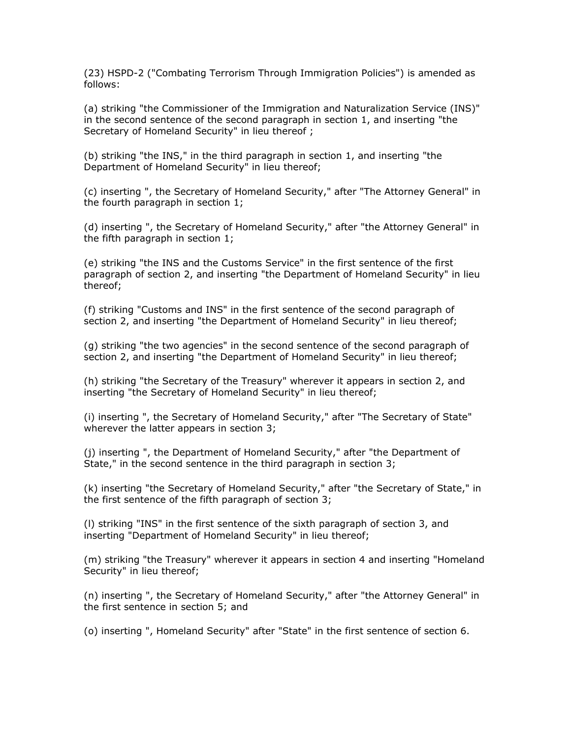(23) HSPD-2 ("Combating Terrorism Through Immigration Policies") is amended as follows:

(a) striking "the Commissioner of the Immigration and Naturalization Service (INS)" in the second sentence of the second paragraph in section 1, and inserting "the Secretary of Homeland Security" in lieu thereof ;

(b) striking "the INS," in the third paragraph in section 1, and inserting "the Department of Homeland Security" in lieu thereof;

(c) inserting ", the Secretary of Homeland Security," after "The Attorney General" in the fourth paragraph in section 1;

(d) inserting ", the Secretary of Homeland Security," after "the Attorney General" in the fifth paragraph in section 1;

(e) striking "the INS and the Customs Service" in the first sentence of the first paragraph of section 2, and inserting "the Department of Homeland Security" in lieu thereof;

(f) striking "Customs and INS" in the first sentence of the second paragraph of section 2, and inserting "the Department of Homeland Security" in lieu thereof;

(g) striking "the two agencies" in the second sentence of the second paragraph of section 2, and inserting "the Department of Homeland Security" in lieu thereof;

(h) striking "the Secretary of the Treasury" wherever it appears in section 2, and inserting "the Secretary of Homeland Security" in lieu thereof;

(i) inserting ", the Secretary of Homeland Security," after "The Secretary of State" wherever the latter appears in section 3;

(j) inserting ", the Department of Homeland Security," after "the Department of State," in the second sentence in the third paragraph in section 3;

(k) inserting "the Secretary of Homeland Security," after "the Secretary of State," in the first sentence of the fifth paragraph of section 3;

(l) striking "INS" in the first sentence of the sixth paragraph of section 3, and inserting "Department of Homeland Security" in lieu thereof;

(m) striking "the Treasury" wherever it appears in section 4 and inserting "Homeland Security" in lieu thereof;

(n) inserting ", the Secretary of Homeland Security," after "the Attorney General" in the first sentence in section 5; and

(o) inserting ", Homeland Security" after "State" in the first sentence of section 6.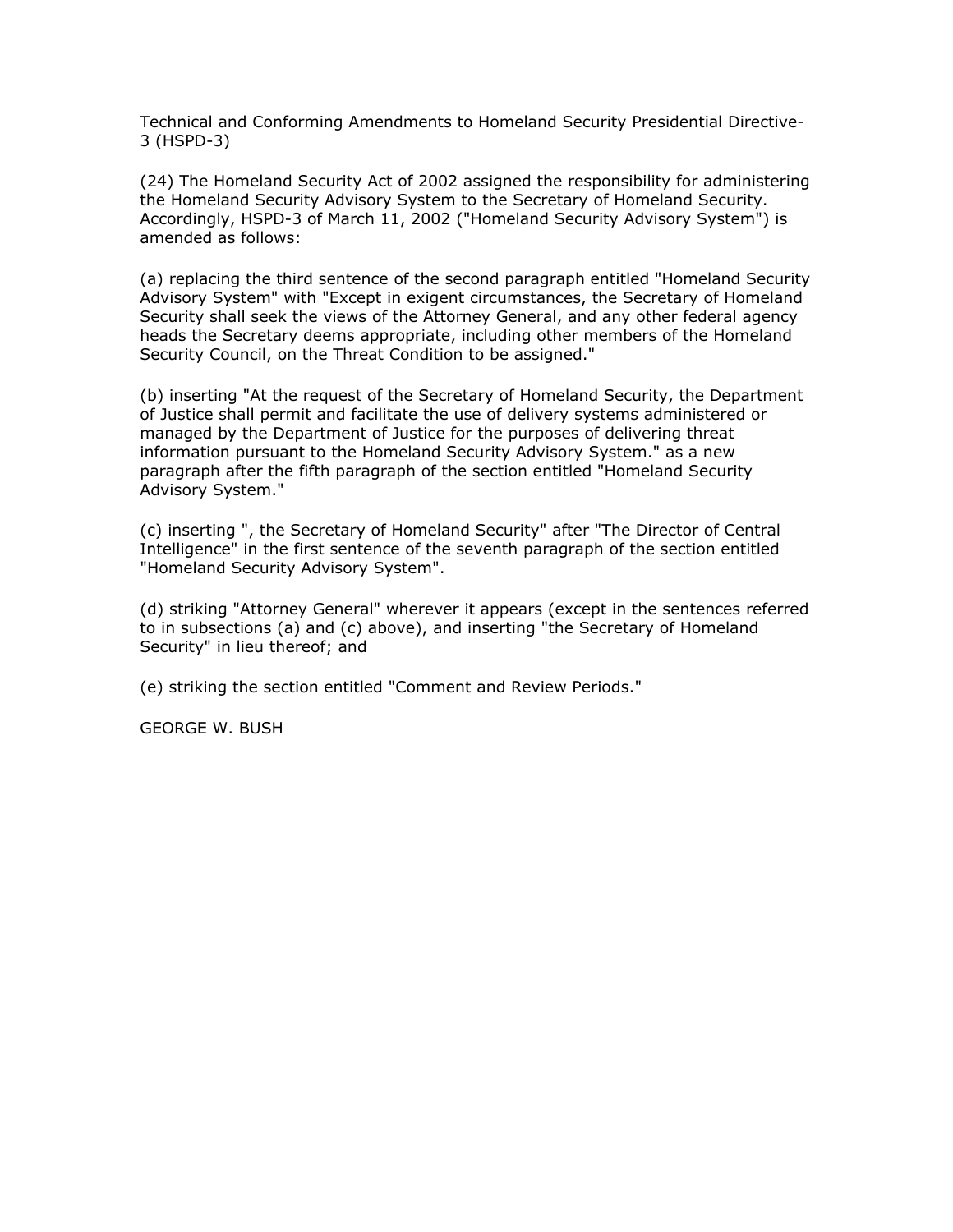Technical and Conforming Amendments to Homeland Security Presidential Directive-3 (HSPD-3)

(24) The Homeland Security Act of 2002 assigned the responsibility for administering the Homeland Security Advisory System to the Secretary of Homeland Security. Accordingly, HSPD-3 of March 11, 2002 ("Homeland Security Advisory System") is amended as follows:

(a) replacing the third sentence of the second paragraph entitled "Homeland Security Advisory System" with "Except in exigent circumstances, the Secretary of Homeland Security shall seek the views of the Attorney General, and any other federal agency heads the Secretary deems appropriate, including other members of the Homeland Security Council, on the Threat Condition to be assigned."

(b) inserting "At the request of the Secretary of Homeland Security, the Department of Justice shall permit and facilitate the use of delivery systems administered or managed by the Department of Justice for the purposes of delivering threat information pursuant to the Homeland Security Advisory System." as a new paragraph after the fifth paragraph of the section entitled "Homeland Security Advisory System."

(c) inserting ", the Secretary of Homeland Security" after "The Director of Central Intelligence" in the first sentence of the seventh paragraph of the section entitled "Homeland Security Advisory System".

(d) striking "Attorney General" wherever it appears (except in the sentences referred to in subsections (a) and (c) above), and inserting "the Secretary of Homeland Security" in lieu thereof; and

(e) striking the section entitled "Comment and Review Periods."

GEORGE W. BUSH